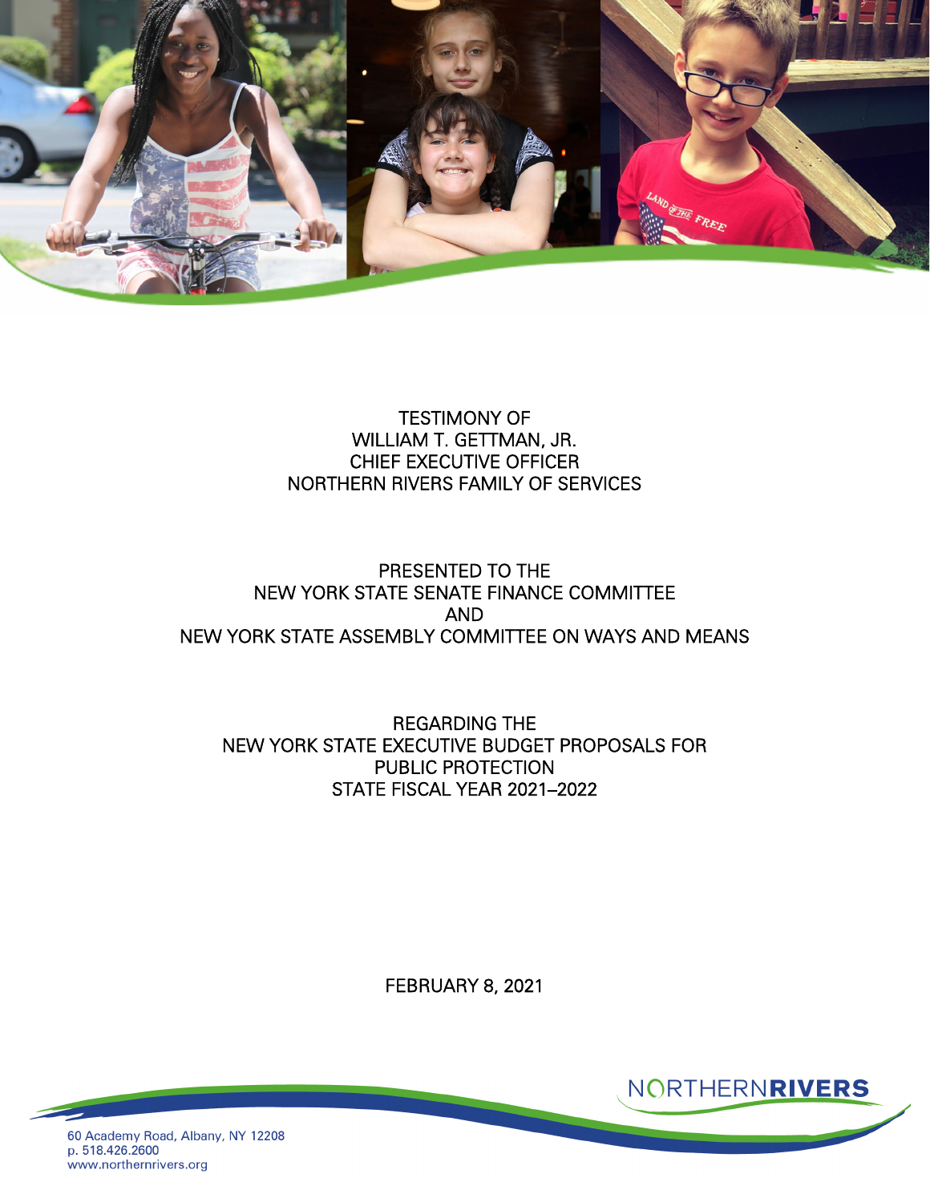TESTIMONY OF
WILLIAM T. GETTMAN, JR.
CHIEF EXECUTIVE OFFICER
NORTHERN RIVERS FAMILY OF SERVICES

PRESENTED TO THE
NEW YORK STATE SENATE FINANCE COMMITTEE
AND
NEW YORK STATE ASSEMBLY COMMITTEE ON WAYS AND MEANS

REGARDING THE
NEW YORK STATE EXECUTIVE BUDGET PROPOSALS FOR
PUBLIC PROTECTION
STATE FISCAL YEAR 2021–2022

FEBRUARY 8, 2021

NORTHERNRIVERS

60 Academy Road, Albany, NY 12208
p. 518.426.2600
www.northernrivers.org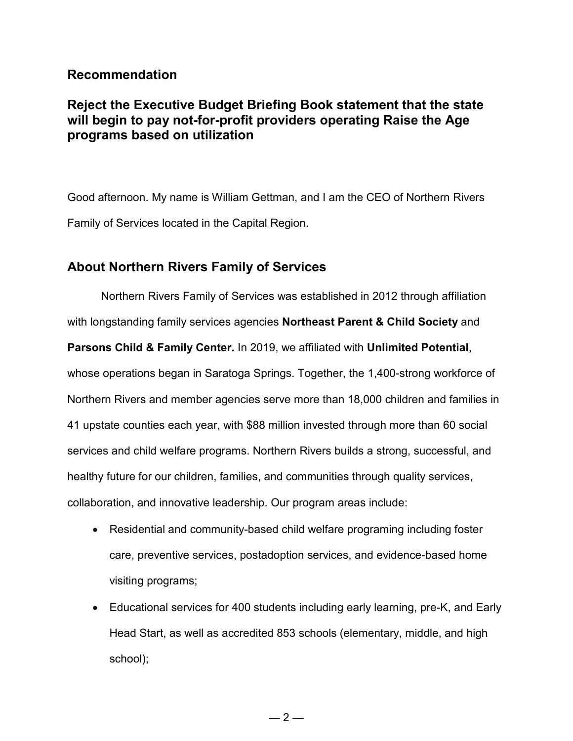## Recommendation

## Reject the Executive Budget Briefing Book statement that the state will begin to pay not-for-profit providers operating Raise the Age programs based on utilization

Good afternoon. My name is William Gettman, and I am the CEO of Northern Rivers Family of Services located in the Capital Region.

## About Northern Rivers Family of Services

Northern Rivers Family of Services was established in 2012 through affiliation with longstanding family services agencies **Northeast Parent & Child Society** and **Parsons Child & Family Center.** In 2019, we affiliated with **Unlimited Potential**, whose operations began in Saratoga Springs. Together, the 1,400-strong workforce of Northern Rivers and member agencies serve more than 18,000 children and families in 41 upstate counties each year, with $88 million invested through more than 60 social services and child welfare programs. Northern Rivers builds a strong, successful, and healthy future for our children, families, and communities through quality services, collaboration, and innovative leadership. Our program areas include:

- Residential and community-based child welfare programing including foster care, preventive services, postadoption services, and evidence-based home visiting programs;
- Educational services for 400 students including early learning, pre-K, and Early Head Start, as well as accredited 853 schools (elementary, middle, and high school);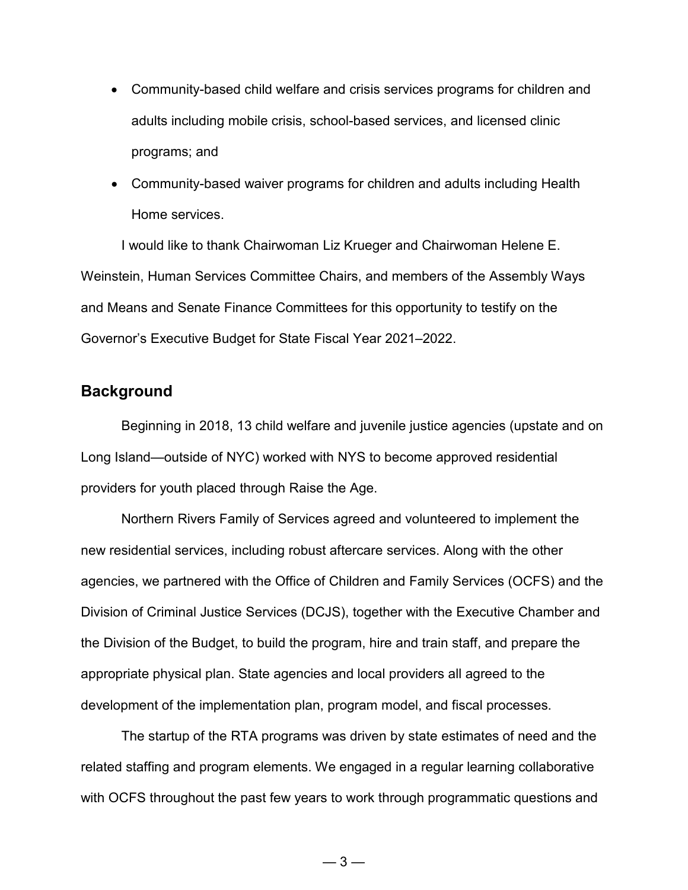- Community-based child welfare and crisis services programs for children and adults including mobile crisis, school-based services, and licensed clinic programs; and
- Community-based waiver programs for children and adults including Health Home services.

I would like to thank Chairwoman Liz Krueger and Chairwoman Helene E. Weinstein, Human Services Committee Chairs, and members of the Assembly Ways and Means and Senate Finance Committees for this opportunity to testify on the Governor's Executive Budget for State Fiscal Year 2021–2022.

## Background

Beginning in 2018, 13 child welfare and juvenile justice agencies (upstate and on Long Island—outside of NYC) worked with NYS to become approved residential providers for youth placed through Raise the Age.

Northern Rivers Family of Services agreed and volunteered to implement the new residential services, including robust aftercare services. Along with the other agencies, we partnered with the Office of Children and Family Services (OCFS) and the Division of Criminal Justice Services (DCJS), together with the Executive Chamber and the Division of the Budget, to build the program, hire and train staff, and prepare the appropriate physical plan. State agencies and local providers all agreed to the development of the implementation plan, program model, and fiscal processes.

The startup of the RTA programs was driven by state estimates of need and the related staffing and program elements. We engaged in a regular learning collaborative with OCFS throughout the past few years to work through programmatic questions and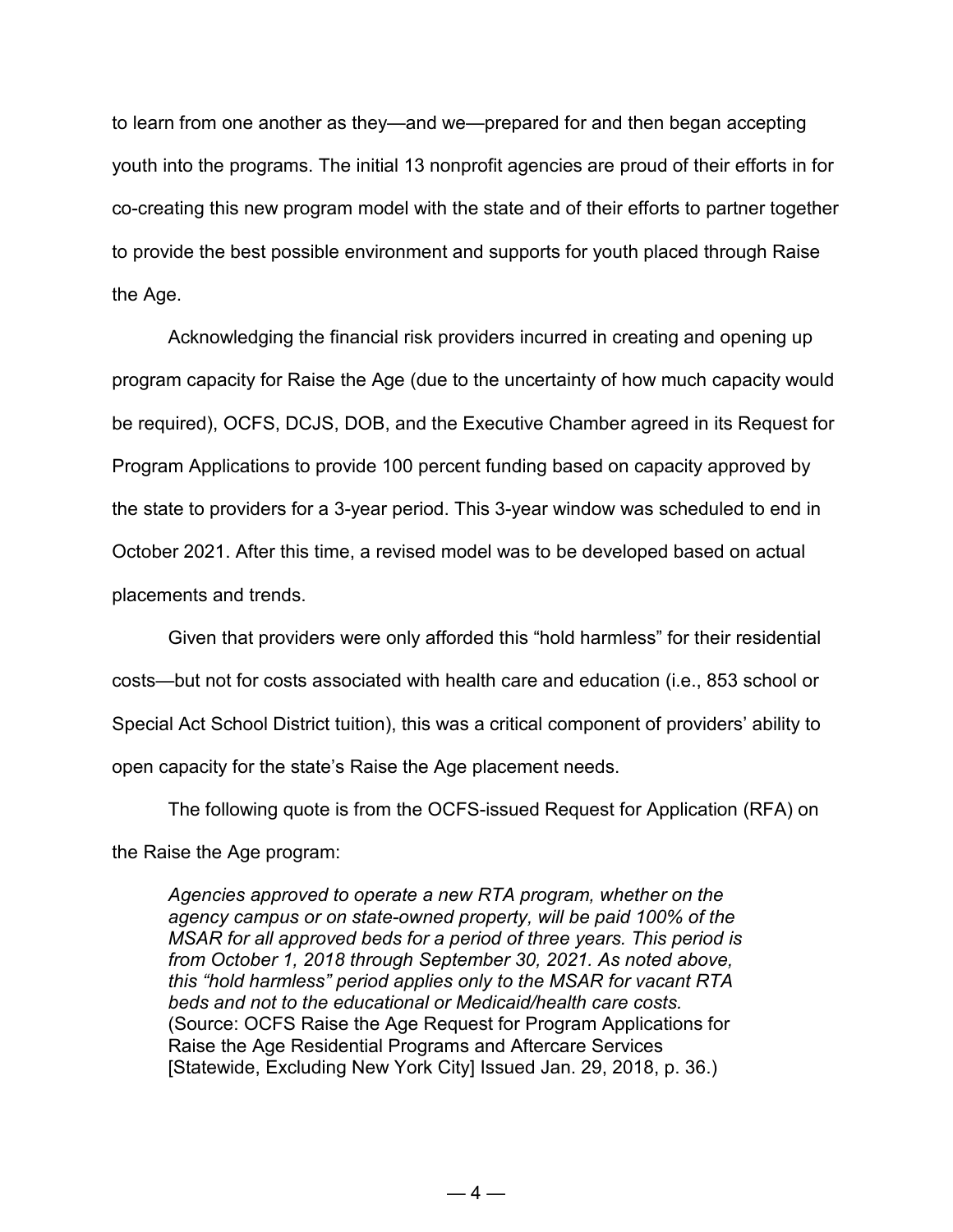to learn from one another as they—and we—prepared for and then began accepting youth into the programs. The initial 13 nonprofit agencies are proud of their efforts in for co-creating this new program model with the state and of their efforts to partner together to provide the best possible environment and supports for youth placed through Raise the Age.

Acknowledging the financial risk providers incurred in creating and opening up program capacity for Raise the Age (due to the uncertainty of how much capacity would be required), OCFS, DCJS, DOB, and the Executive Chamber agreed in its Request for Program Applications to provide 100 percent funding based on capacity approved by the state to providers for a 3-year period. This 3-year window was scheduled to end in October 2021. After this time, a revised model was to be developed based on actual placements and trends.

Given that providers were only afforded this "hold harmless" for their residential costs—but not for costs associated with health care and education (i.e., 853 school or Special Act School District tuition), this was a critical component of providers' ability to open capacity for the state's Raise the Age placement needs.

The following quote is from the OCFS-issued Request for Application (RFA) on the Raise the Age program:

> *Agencies approved to operate a new RTA program, whether on the agency campus or on state-owned property, will be paid 100% of the MSAR for all approved beds for a period of three years. This period is from October 1, 2018 through September 30, 2021. As noted above, this "hold harmless" period applies only to the MSAR for vacant RTA beds and not to the educational or Medicaid/health care costs.*
> (Source: OCFS Raise the Age Request for Program Applications for Raise the Age Residential Programs and Aftercare Services [Statewide, Excluding New York City] Issued Jan. 29, 2018, p. 36.)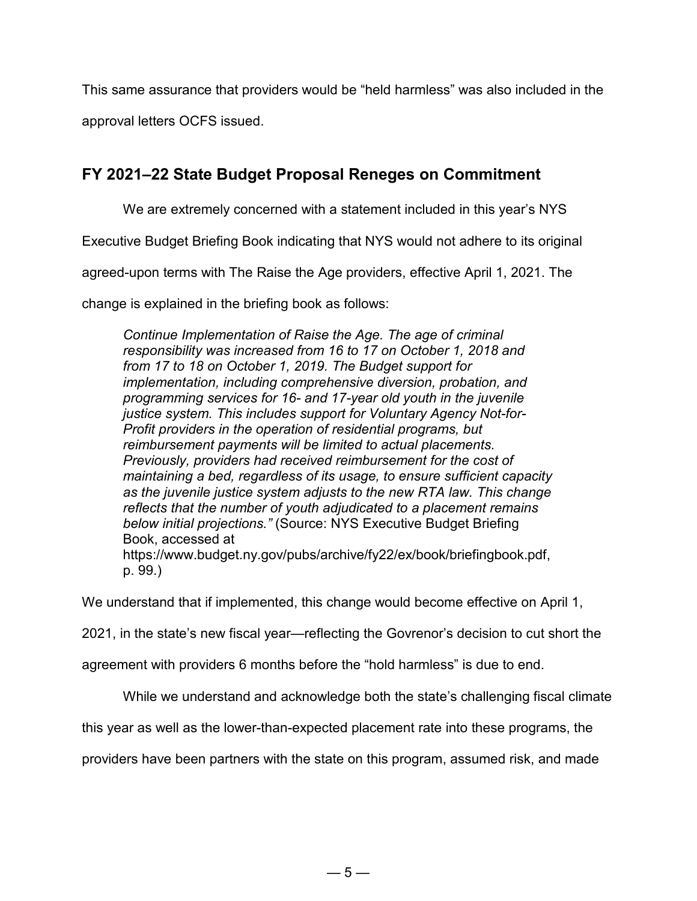This same assurance that providers would be "held harmless" was also included in the approval letters OCFS issued.

## FY 2021–22 State Budget Proposal Reneges on Commitment

We are extremely concerned with a statement included in this year's NYS Executive Budget Briefing Book indicating that NYS would not adhere to its original agreed-upon terms with The Raise the Age providers, effective April 1, 2021. The change is explained in the briefing book as follows:

> *Continue Implementation of Raise the Age. The age of criminal responsibility was increased from 16 to 17 on October 1, 2018 and from 17 to 18 on October 1, 2019. The Budget support for implementation, including comprehensive diversion, probation, and programming services for 16- and 17-year old youth in the juvenile justice system. This includes support for Voluntary Agency Not-for-Profit providers in the operation of residential programs, but reimbursement payments will be limited to actual placements. Previously, providers had received reimbursement for the cost of maintaining a bed, regardless of its usage, to ensure sufficient capacity as the juvenile justice system adjusts to the new RTA law. This change reflects that the number of youth adjudicated to a placement remains below initial projections."* (Source: NYS Executive Budget Briefing Book, accessed at https://www.budget.ny.gov/pubs/archive/fy22/ex/book/briefingbook.pdf, p. 99.)

We understand that if implemented, this change would become effective on April 1, 2021, in the state's new fiscal year—reflecting the Govrenor's decision to cut short the agreement with providers 6 months before the "hold harmless" is due to end.

While we understand and acknowledge both the state's challenging fiscal climate this year as well as the lower-than-expected placement rate into these programs, the providers have been partners with the state on this program, assumed risk, and made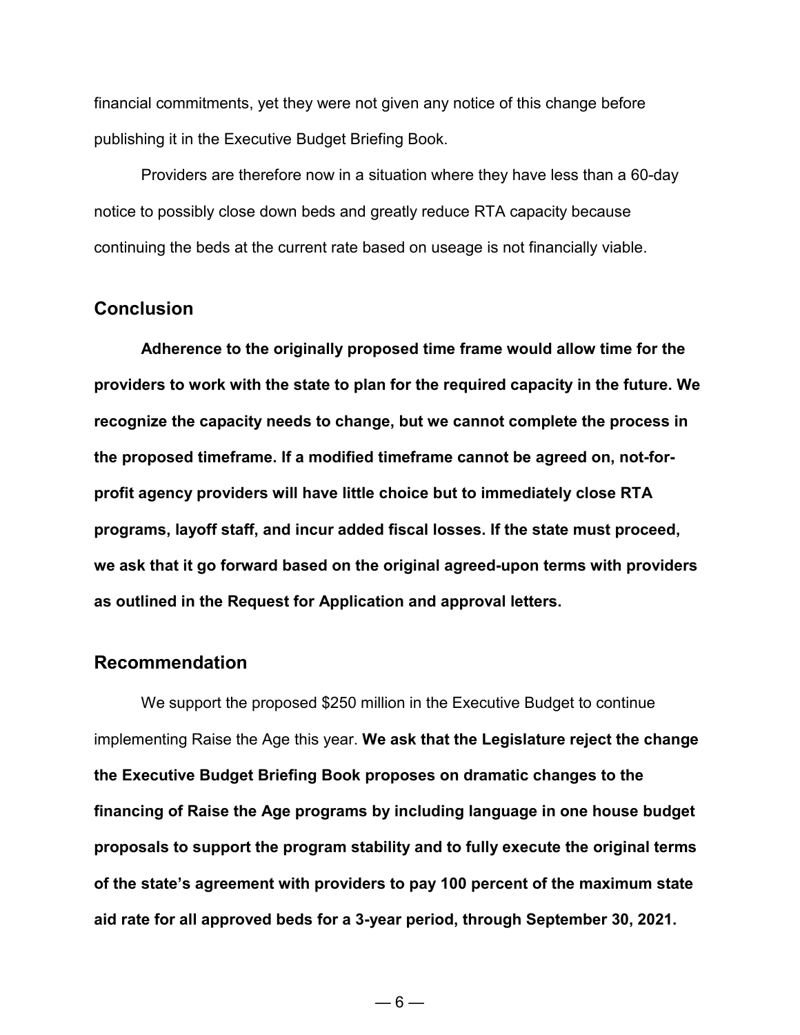financial commitments, yet they were not given any notice of this change before publishing it in the Executive Budget Briefing Book.

Providers are therefore now in a situation where they have less than a 60-day notice to possibly close down beds and greatly reduce RTA capacity because continuing the beds at the current rate based on useage is not financially viable.

## Conclusion

**Adherence to the originally proposed time frame would allow time for the providers to work with the state to plan for the required capacity in the future. We recognize the capacity needs to change, but we cannot complete the process in the proposed timeframe. If a modified timeframe cannot be agreed on, not-for-profit agency providers will have little choice but to immediately close RTA programs, layoff staff, and incur added fiscal losses. If the state must proceed, we ask that it go forward based on the original agreed-upon terms with providers as outlined in the Request for Application and approval letters.**

## Recommendation

We support the proposed $250 million in the Executive Budget to continue implementing Raise the Age this year. **We ask that the Legislature reject the change the Executive Budget Briefing Book proposes on dramatic changes to the financing of Raise the Age programs by including language in one house budget proposals to support the program stability and to fully execute the original terms of the state's agreement with providers to pay 100 percent of the maximum state aid rate for all approved beds for a 3-year period, through September 30, 2021.**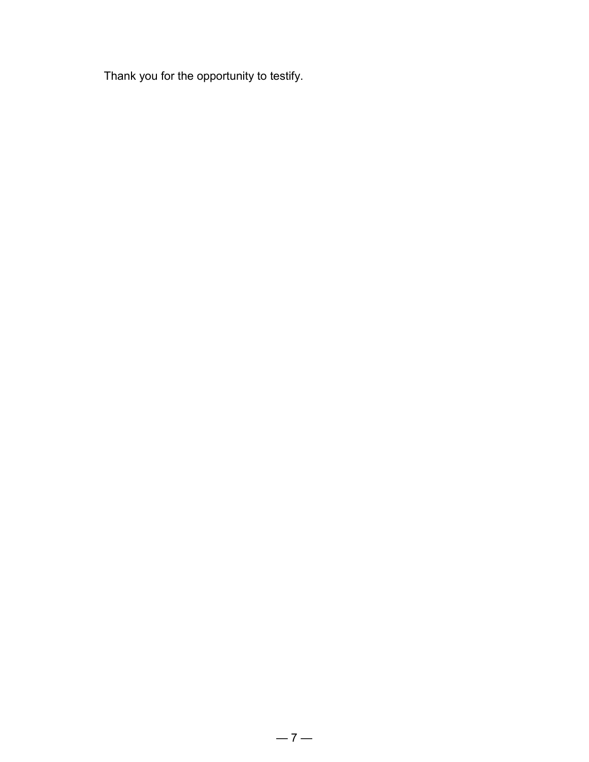Thank you for the opportunity to testify.